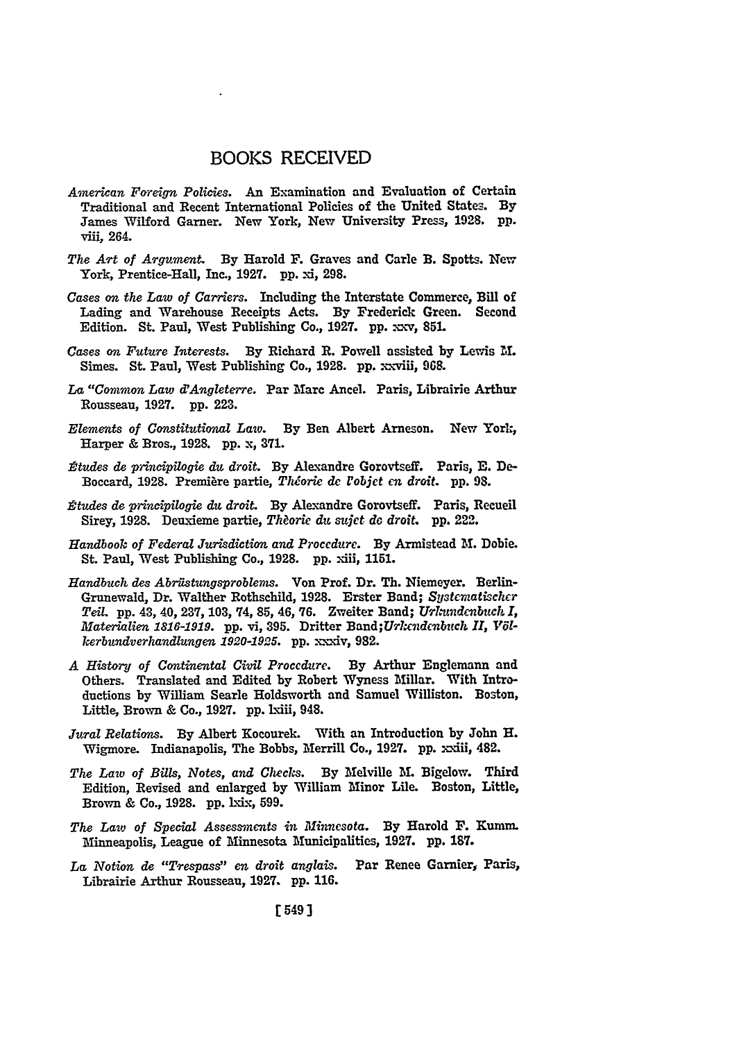# BOOKS RECEIVED

*American Foreign Policies.* An Examination and Evaluation of Certain Traditional and Recent International Policies of the United States. By James Wilford Garner. New York, New University Press, 1928. pp. viii, 264.

*The Art of Argument.* By Harold F. Graves and Carle B. Spotts. New York, Prentice-Hall, Inc., 1927. pp. xi, 298.

*Cases on the Law of Carriers.* Including the Interstate Commerce, Bill of Lading and Warehouse Receipts Acts. By Frederick Green. Second Edition. St. Paul, West Publishing Co., 1927. pp. xxv, 851.

*Cases on Future Interests.* By Richard R. Powell assisted by Lewis M. Simes. St. Paul, West Publishing Co., 1928. pp. xxviii, 968.

*La "Common Law d'Angleterre.* Par Marc Ancel. Paris, Librairie Arthur Rousseau, 1927. pp. 223.

*Elements of Constitutional Law.* By Ben Albert Arneson. New York, Harper & Bros., 1928. pp. x, 371.

*Études de principilogie du droit.* By Alexandre Gorovtseff. Paris, E. De-Boccard, 1928. Première partie, *Théorie de l'objet en droit.* pp. 98.

*Études de principilogie du droit.* By Alexandre Gorovtseff. Paris, Recueil Sirey, 1928. Deuxieme partie, *Thèorie du sujet de droit.* pp. 222.

*Handbook of Federal Jurisdiction and Procedure.* By Armistead M. Dobie. St. Paul, West Publishing Co., 1928. pp. xiii, 1151.

*Handbuch des Abrüstungsproblems.* Von Prof. Dr. Th. Niemeyer. Berlin-Grunewald, Dr. Walther Rothschild, 1928. Erster Band; *Systematischer Teil.* pp. 43, 40, 237, 103, 74, 85, 46, 76. Zweiter Band; *Urkundenbuch I, Materialien 1816-1919.* pp. vi, 395. Dritter Band;*Urkundenbuch II, Völkerbundverhandlungen 1920-1925.* pp. xxxiv, 982.

*A History of Continental Civil Procedure.* By Arthur Englemann and Others. Translated and Edited by Robert Wyness Millar. With Introductions by William Searle Holdsworth and Samuel Williston. Boston, Little, Brown & Co., 1927. pp. lxiii, 948.

*Jural Relations.* By Albert Kocourek. With an Introduction by John H. Wigmore. Indianapolis, The Bobbs, Merrill Co., 1927. pp. xxiii, 482.

*The Law of Bills, Notes, and Checks.* By Melville M. Bigelow. Third Edition, Revised and enlarged by William Minor Lile. Boston, Little, Brown & Co., 1928. pp. lxix, 599.

*The Law of Special Assessments in Minnesota.* By Harold F. Kumm. Minneapolis, League of Minnesota Municipalities, 1927. pp. 187.

*La Notion de "Trespass" en droit anglais.* Par Renee Garnier, Paris, Librairie Arthur Rousseau, 1927. pp. 116.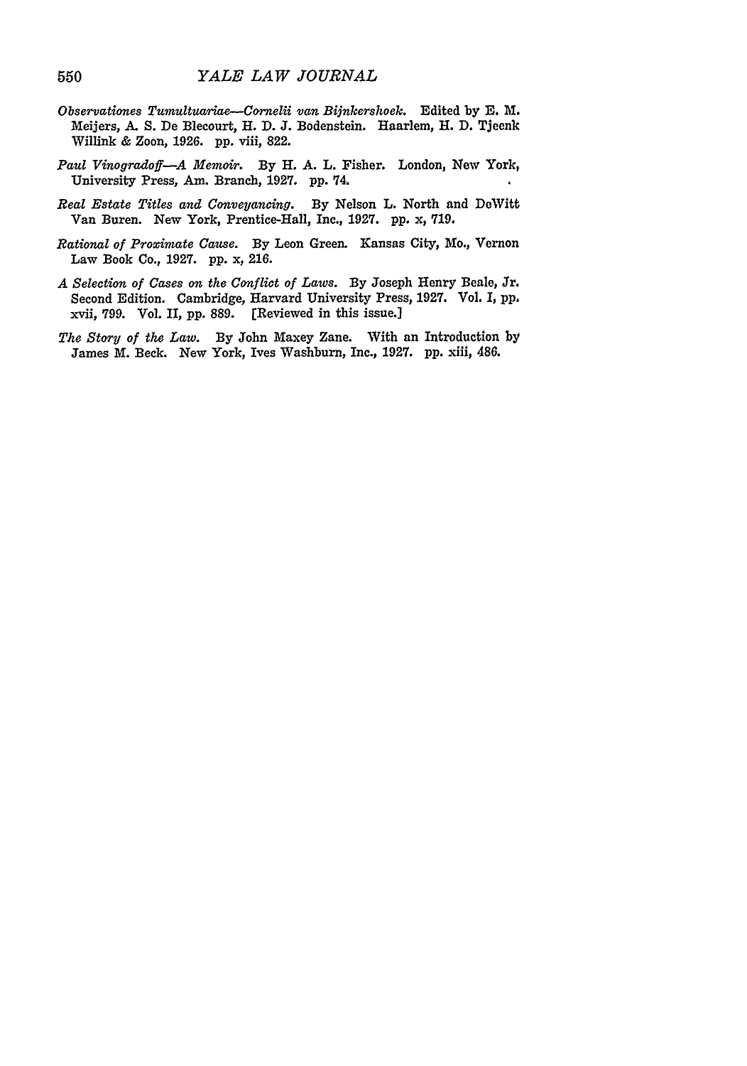*Observationes Tumultuariae—Cornelii van Bijnkershoek.* Edited by E. M. Meijers, A. S. De Blecourt, H. D. J. Bodenstein. Haarlem, H. D. Tjeenk Willink & Zoon, 1926. pp. viii, 822.

*Paul Vinogradoff—A Memoir.* By H. A. L. Fisher. London, New York, University Press, Am. Branch, 1927. pp. 74.

*Real Estate Titles and Conveyancing.* By Nelson L. North and DeWitt Van Buren. New York, Prentice-Hall, Inc., 1927. pp. x, 719.

*Rational of Proximate Cause.* By Leon Green. Kansas City, Mo., Vernon Law Book Co., 1927. pp. x, 216.

*A Selection of Cases on the Conflict of Laws.* By Joseph Henry Beale, Jr. Second Edition. Cambridge, Harvard University Press, 1927. Vol. I, pp. xvii, 799. Vol. II, pp. 889. [Reviewed in this issue.]

*The Story of the Law.* By John Maxey Zane. With an Introduction by James M. Beck. New York, Ives Washburn, Inc., 1927. pp. xiii, 486.